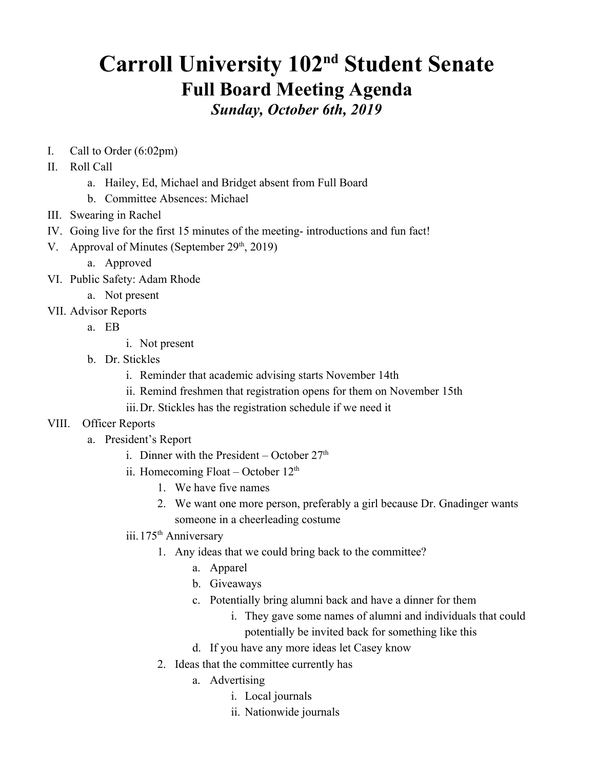# Carroll University 102nd Student Senate
## Full Board Meeting Agenda
### *Sunday, October 6th, 2019*

I. Call to Order (6:02pm)

II. Roll Call
   a. Hailey, Ed, Michael and Bridget absent from Full Board
   b. Committee Absences: Michael

III. Swearing in Rachel

IV. Going live for the first 15 minutes of the meeting- introductions and fun fact!

V. Approval of Minutes (September 29th, 2019)
   a. Approved

VI. Public Safety: Adam Rhode
   a. Not present

VII. Advisor Reports
   a. EB
      i. Not present
   b. Dr. Stickles
      i. Reminder that academic advising starts November 14th
      ii. Remind freshmen that registration opens for them on November 15th
      iii. Dr. Stickles has the registration schedule if we need it

VIII. Officer Reports
   a. President's Report
      i. Dinner with the President – October 27th
      ii. Homecoming Float – October 12th
         1. We have five names
         2. We want one more person, preferably a girl because Dr. Gnadinger wants someone in a cheerleading costume
      iii. 175th Anniversary
         1. Any ideas that we could bring back to the committee?
            a. Apparel
            b. Giveaways
            c. Potentially bring alumni back and have a dinner for them
               i. They gave some names of alumni and individuals that could potentially be invited back for something like this
            d. If you have any more ideas let Casey know
         2. Ideas that the committee currently has
            a. Advertising
               i. Local journals
               ii. Nationwide journals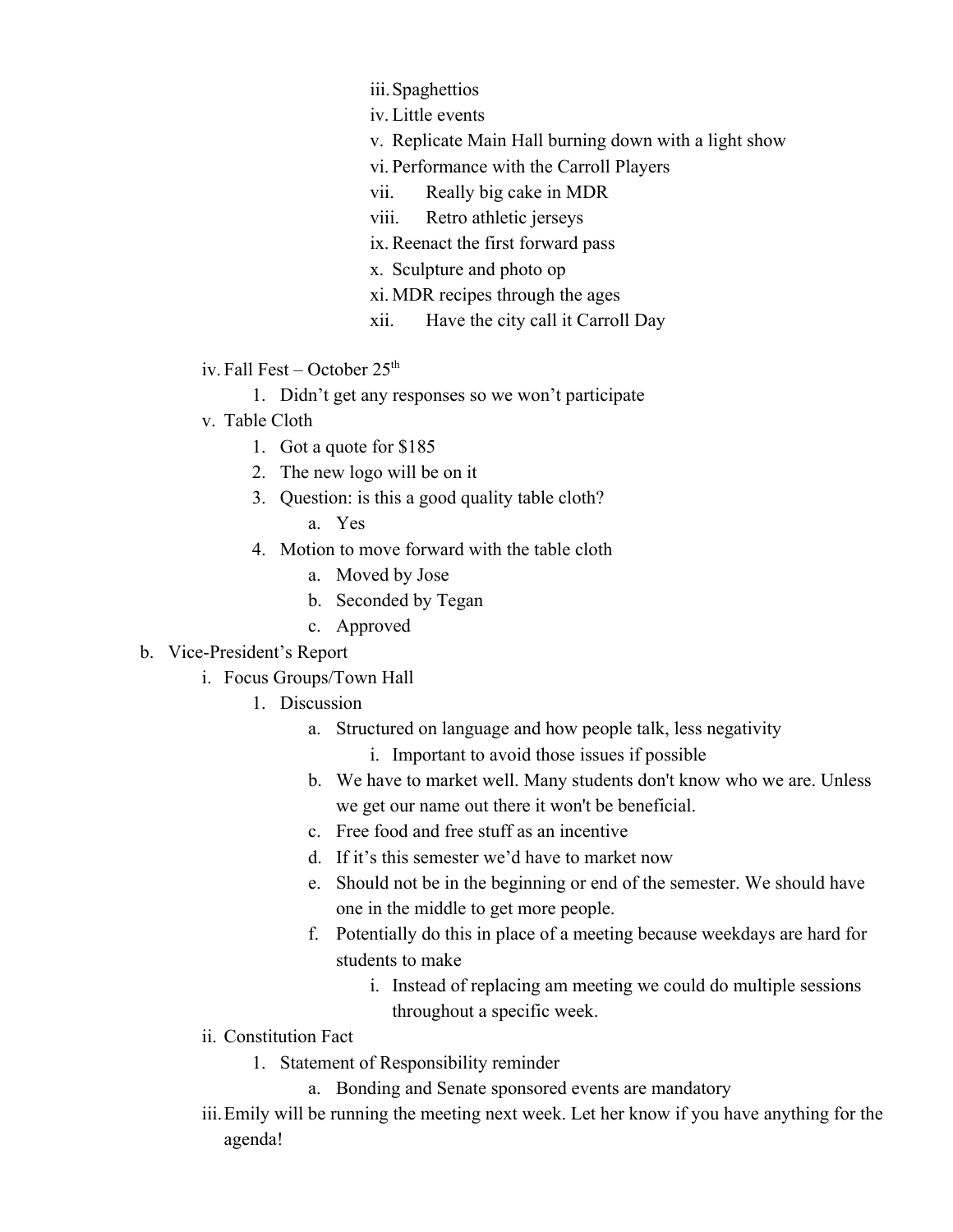iii. Spaghettios
            iv. Little events
            v. Replicate Main Hall burning down with a light show
            vi. Performance with the Carroll Players
            vii. Really big cake in MDR
            viii. Retro athletic jerseys
            ix. Reenact the first forward pass
            x. Sculpture and photo op
            xi. MDR recipes through the ages
            xii. Have the city call it Carroll Day

    iv. Fall Fest – October 25th
        1. Didn't get any responses so we won't participate
    v. Table Cloth
        1. Got a quote for $185
        2. The new logo will be on it
        3. Question: is this a good quality table cloth?
            a. Yes
        4. Motion to move forward with the table cloth
            a. Moved by Jose
            b. Seconded by Tegan
            c. Approved

b. Vice-President's Report
    i. Focus Groups/Town Hall
        1. Discussion
            a. Structured on language and how people talk, less negativity
                i. Important to avoid those issues if possible
            b. We have to market well. Many students don't know who we are. Unless we get our name out there it won't be beneficial.
            c. Free food and free stuff as an incentive
            d. If it's this semester we'd have to market now
            e. Should not be in the beginning or end of the semester. We should have one in the middle to get more people.
            f. Potentially do this in place of a meeting because weekdays are hard for students to make
                i. Instead of replacing am meeting we could do multiple sessions throughout a specific week.
    ii. Constitution Fact
        1. Statement of Responsibility reminder
            a. Bonding and Senate sponsored events are mandatory
    iii. Emily will be running the meeting next week. Let her know if you have anything for the agenda!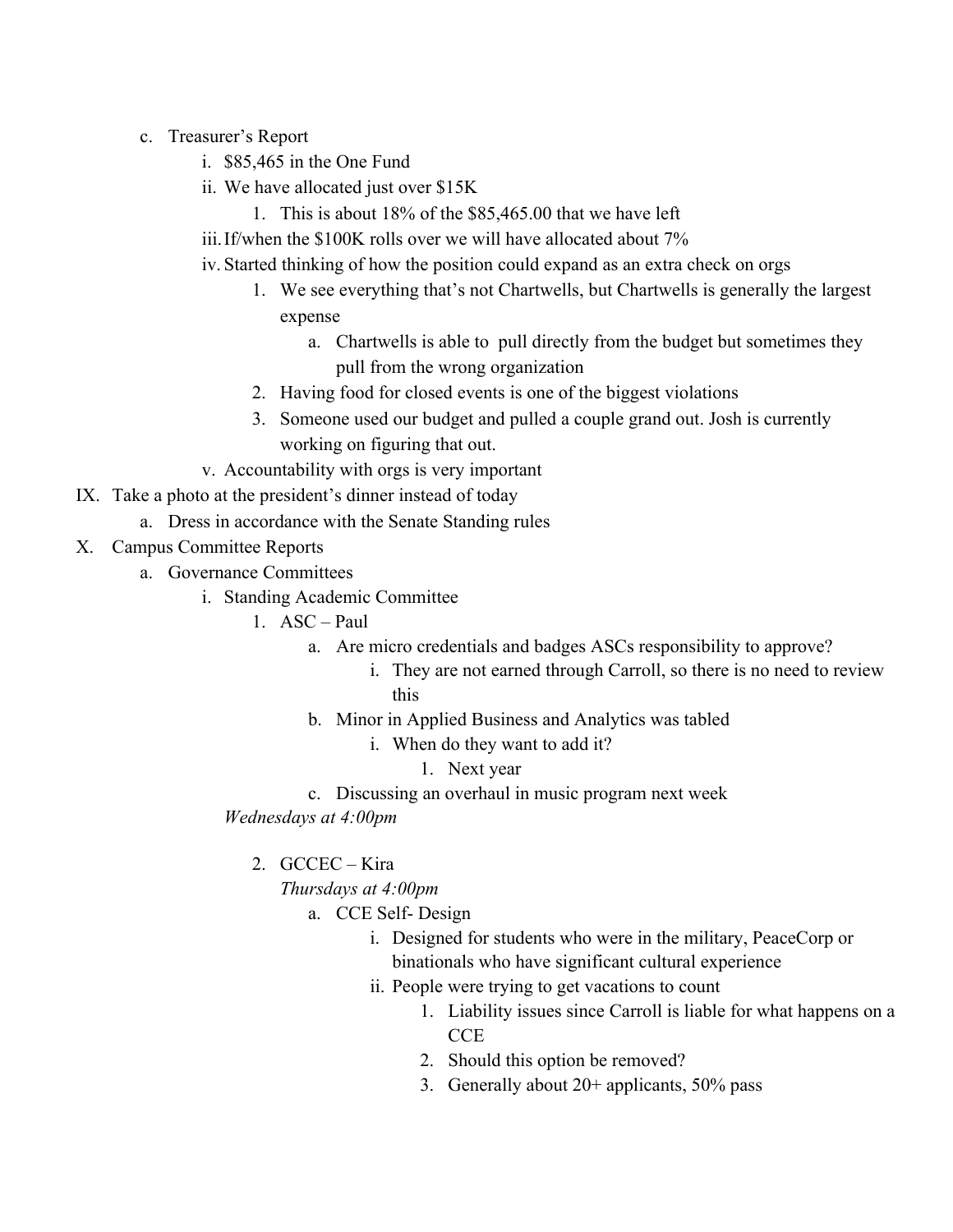c. Treasurer's Report
    i. $85,465 in the One Fund
    ii. We have allocated just over $15K
        1. This is about 18% of the $85,465.00 that we have left
    iii. If/when the $100K rolls over we will have allocated about 7%
    iv. Started thinking of how the position could expand as an extra check on orgs
        1. We see everything that's not Chartwells, but Chartwells is generally the largest expense
            a. Chartwells is able to pull directly from the budget but sometimes they pull from the wrong organization
        2. Having food for closed events is one of the biggest violations
        3. Someone used our budget and pulled a couple grand out. Josh is currently working on figuring that out.
    v. Accountability with orgs is very important

IX. Take a photo at the president's dinner instead of today
    a. Dress in accordance with the Senate Standing rules

X. Campus Committee Reports
    a. Governance Committees
        i. Standing Academic Committee
            1. ASC – Paul
                a. Are micro credentials and badges ASCs responsibility to approve?
                    i. They are not earned through Carroll, so there is no need to review this
                b. Minor in Applied Business and Analytics was tabled
                    i. When do they want to add it?
                        1. Next year
                c. Discussing an overhaul in music program next week

            *Wednesdays at 4:00pm*

            2. GCCEC – Kira

                *Thursdays at 4:00pm*

                a. CCE Self- Design
                    i. Designed for students who were in the military, PeaceCorp or binationals who have significant cultural experience
                    ii. People were trying to get vacations to count
                        1. Liability issues since Carroll is liable for what happens on a CCE
                        2. Should this option be removed?
                        3. Generally about 20+ applicants, 50% pass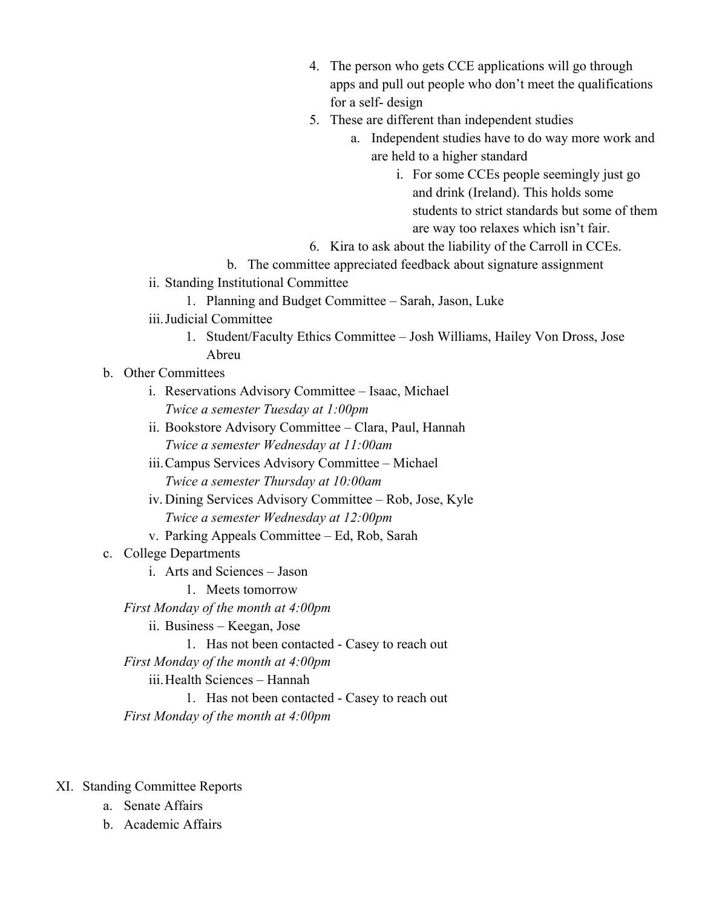4. The person who gets CCE applications will go through apps and pull out people who don't meet the qualifications for a self- design
5. These are different than independent studies
    a. Independent studies have to do way more work and are held to a higher standard
        i. For some CCEs people seemingly just go and drink (Ireland). This holds some students to strict standards but some of them are way too relaxes which isn't fair.
6. Kira to ask about the liability of the Carroll in CCEs.

b. The committee appreciated feedback about signature assignment

ii. Standing Institutional Committee
    1. Planning and Budget Committee – Sarah, Jason, Luke

iii. Judicial Committee
    1. Student/Faculty Ethics Committee – Josh Williams, Hailey Von Dross, Jose Abreu

b. Other Committees
    i. Reservations Advisory Committee – Isaac, Michael
    *Twice a semester Tuesday at 1:00pm*
    ii. Bookstore Advisory Committee – Clara, Paul, Hannah
    *Twice a semester Wednesday at 11:00am*
    iii. Campus Services Advisory Committee – Michael
    *Twice a semester Thursday at 10:00am*
    iv. Dining Services Advisory Committee – Rob, Jose, Kyle
    *Twice a semester Wednesday at 12:00pm*
    v. Parking Appeals Committee – Ed, Rob, Sarah

c. College Departments
    i. Arts and Sciences – Jason
        1. Meets tomorrow
    *First Monday of the month at 4:00pm*
    ii. Business – Keegan, Jose
        1. Has not been contacted - Casey to reach out
    *First Monday of the month at 4:00pm*
    iii. Health Sciences – Hannah
        1. Has not been contacted - Casey to reach out
    *First Monday of the month at 4:00pm*

XI. Standing Committee Reports
    a. Senate Affairs
    b. Academic Affairs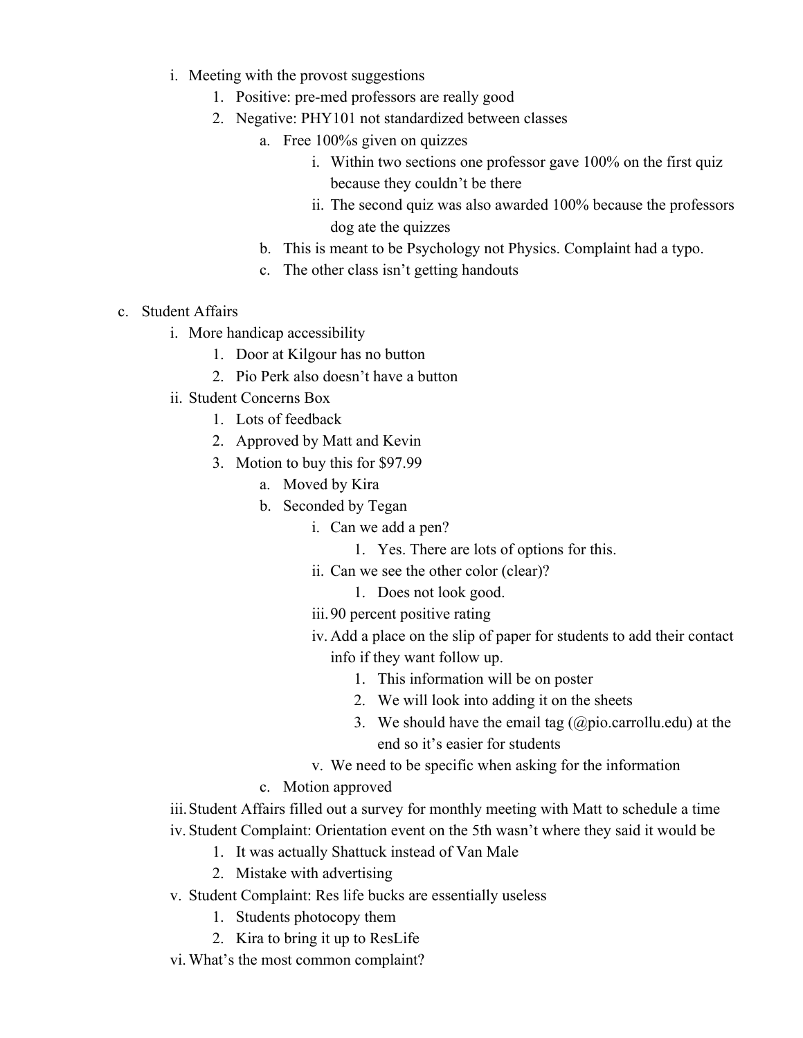- i. Meeting with the provost suggestions
    - 1. Positive: pre-med professors are really good
    - 2. Negative: PHY101 not standardized between classes
        - a. Free 100%s given on quizzes
            - i. Within two sections one professor gave 100% on the first quiz because they couldn't be there
            - ii. The second quiz was also awarded 100% because the professors dog ate the quizzes
        - b. This is meant to be Psychology not Physics. Complaint had a typo.
        - c. The other class isn't getting handouts

- c. Student Affairs
    - i. More handicap accessibility
        - 1. Door at Kilgour has no button
        - 2. Pio Perk also doesn't have a button
    - ii. Student Concerns Box
        - 1. Lots of feedback
        - 2. Approved by Matt and Kevin
        - 3. Motion to buy this for $97.99
            - a. Moved by Kira
            - b. Seconded by Tegan
                - i. Can we add a pen?
                    - 1. Yes. There are lots of options for this.
                - ii. Can we see the other color (clear)?
                    - 1. Does not look good.
                - iii. 90 percent positive rating
                - iv. Add a place on the slip of paper for students to add their contact info if they want follow up.
                    - 1. This information will be on poster
                    - 2. We will look into adding it on the sheets
                    - 3. We should have the email tag (@pio.carrollu.edu) at the end so it's easier for students
                - v. We need to be specific when asking for the information
            - c. Motion approved
    - iii. Student Affairs filled out a survey for monthly meeting with Matt to schedule a time
    - iv. Student Complaint: Orientation event on the 5th wasn't where they said it would be
        - 1. It was actually Shattuck instead of Van Male
        - 2. Mistake with advertising
    - v. Student Complaint: Res life bucks are essentially useless
        - 1. Students photocopy them
        - 2. Kira to bring it up to ResLife
    - vi. What's the most common complaint?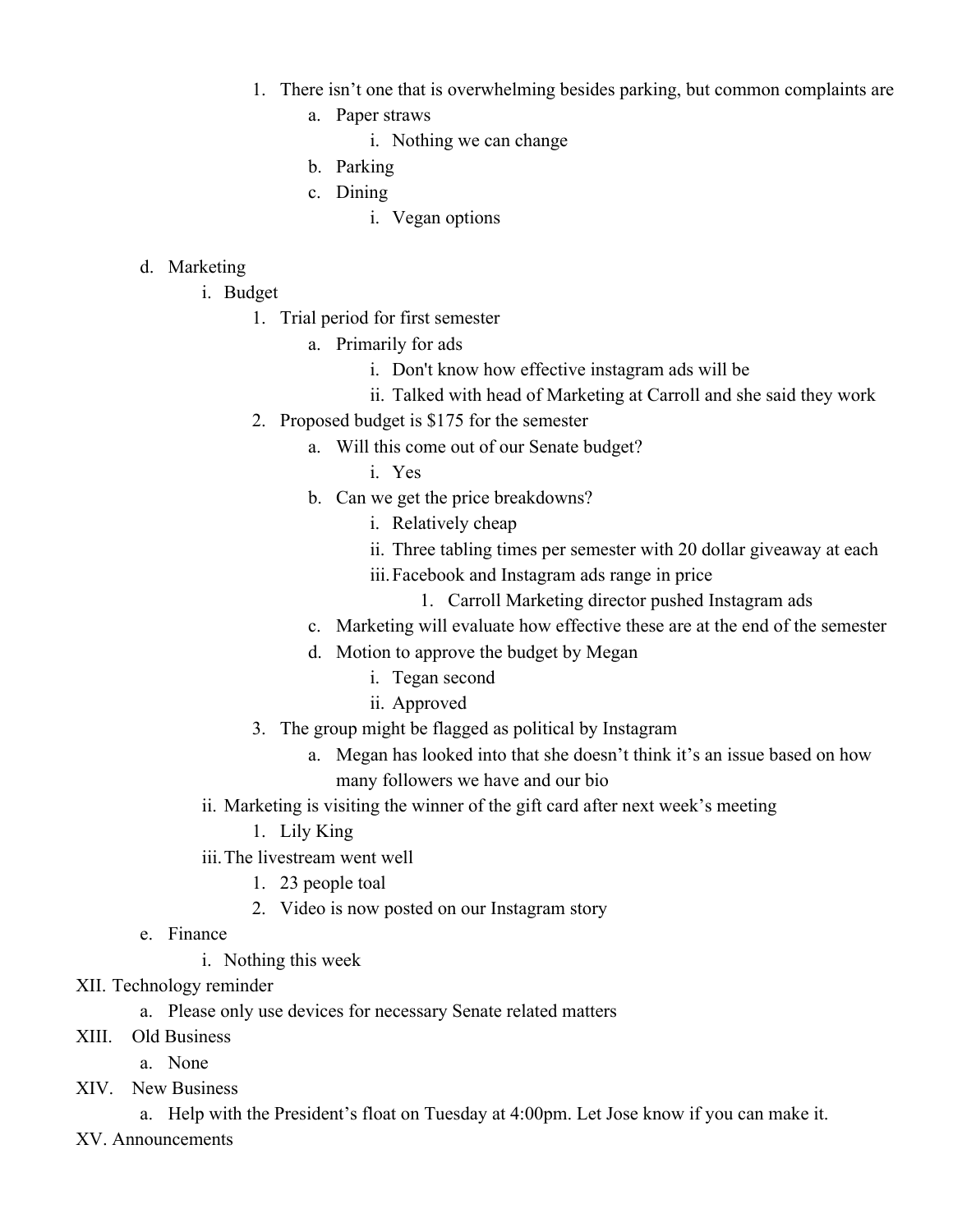1. There isn't one that is overwhelming besides parking, but common complaints are
    a. Paper straws
        i. Nothing we can change
    b. Parking
    c. Dining
        i. Vegan options

- d. Marketing
    - i. Budget
        1. Trial period for first semester
            a. Primarily for ads
                i. Don't know how effective instagram ads will be
                ii. Talked with head of Marketing at Carroll and she said they work
        2. Proposed budget is $175 for the semester
            a. Will this come out of our Senate budget?
                i. Yes
            b. Can we get the price breakdowns?
                i. Relatively cheap
                ii. Three tabling times per semester with 20 dollar giveaway at each
                iii. Facebook and Instagram ads range in price
                    1. Carroll Marketing director pushed Instagram ads
            c. Marketing will evaluate how effective these are at the end of the semester
            d. Motion to approve the budget by Megan
                i. Tegan second
                ii. Approved
        3. The group might be flagged as political by Instagram
            a. Megan has looked into that she doesn't think it's an issue based on how many followers we have and our bio
    - ii. Marketing is visiting the winner of the gift card after next week's meeting
        1. Lily King
    - iii. The livestream went well
        1. 23 people toal
        2. Video is now posted on our Instagram story
- e. Finance
    - i. Nothing this week

XII. Technology reminder
- a. Please only use devices for necessary Senate related matters

XIII. Old Business
- a. None

XIV. New Business
- a. Help with the President's float on Tuesday at 4:00pm. Let Jose know if you can make it.

XV. Announcements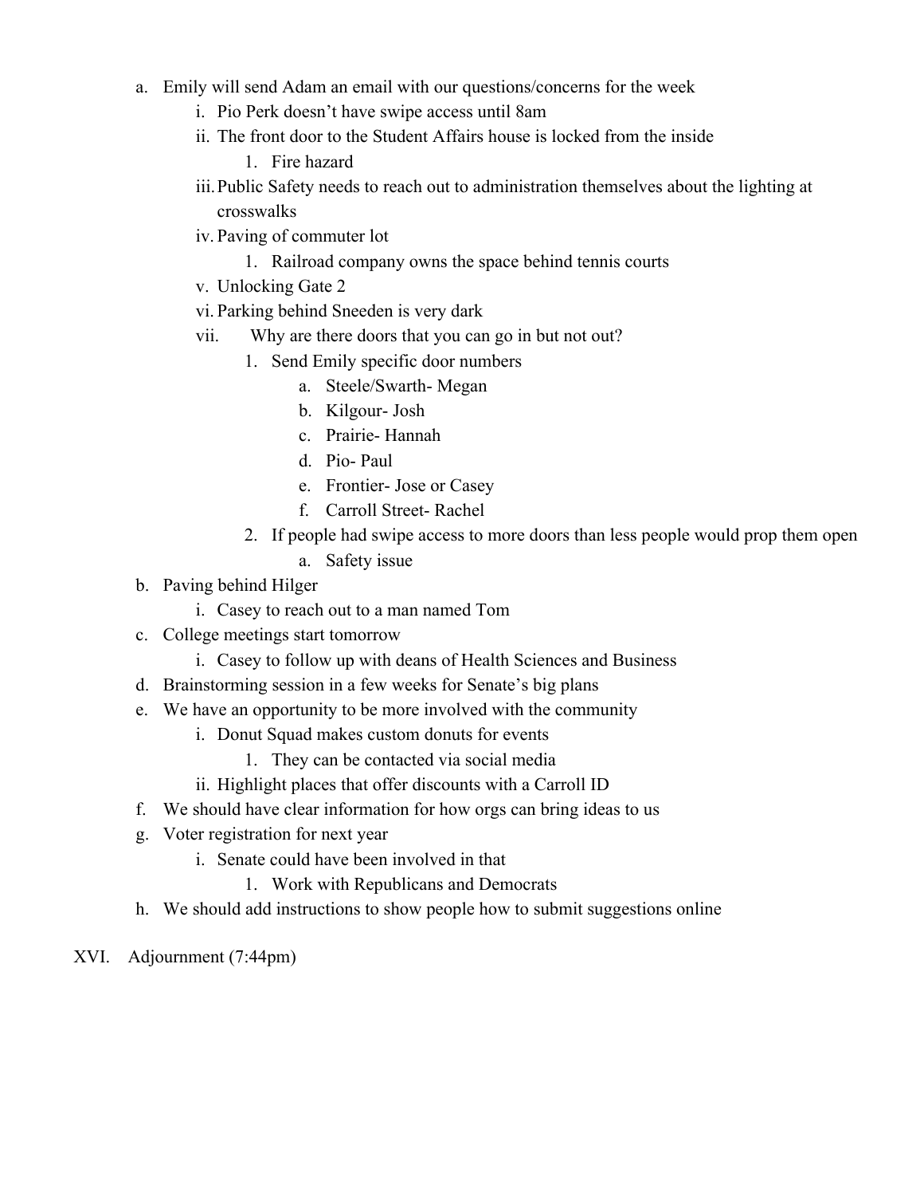a. Emily will send Adam an email with our questions/concerns for the week
    i. Pio Perk doesn't have swipe access until 8am
    ii. The front door to the Student Affairs house is locked from the inside
        1. Fire hazard
    iii. Public Safety needs to reach out to administration themselves about the lighting at crosswalks
    iv. Paving of commuter lot
        1. Railroad company owns the space behind tennis courts
    v. Unlocking Gate 2
    vi. Parking behind Sneeden is very dark
    vii. Why are there doors that you can go in but not out?
        1. Send Emily specific door numbers
            a. Steele/Swarth- Megan
            b. Kilgour- Josh
            c. Prairie- Hannah
            d. Pio- Paul
            e. Frontier- Jose or Casey
            f. Carroll Street- Rachel
        2. If people had swipe access to more doors than less people would prop them open
            a. Safety issue

b. Paving behind Hilger
    i. Casey to reach out to a man named Tom

c. College meetings start tomorrow
    i. Casey to follow up with deans of Health Sciences and Business

d. Brainstorming session in a few weeks for Senate's big plans

e. We have an opportunity to be more involved with the community
    i. Donut Squad makes custom donuts for events
        1. They can be contacted via social media
    ii. Highlight places that offer discounts with a Carroll ID

f. We should have clear information for how orgs can bring ideas to us

g. Voter registration for next year
    i. Senate could have been involved in that
        1. Work with Republicans and Democrats

h. We should add instructions to show people how to submit suggestions online

XVI. Adjournment (7:44pm)